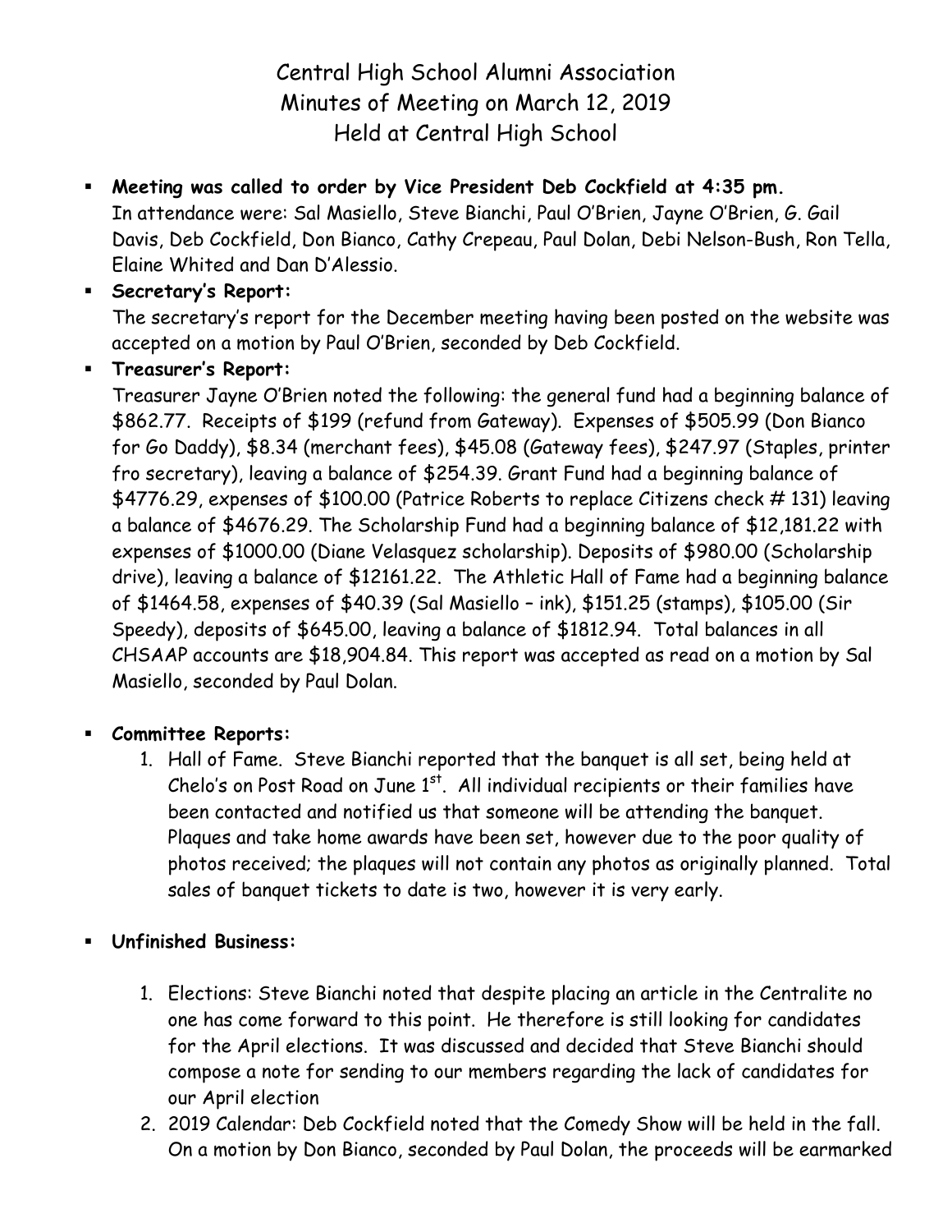# Central High School Alumni Association
## Minutes of Meeting on March 12, 2019
## Held at Central High School

- **Meeting was called to order by Vice President Deb Cockfield at 4:35 pm.**
  In attendance were: Sal Masiello, Steve Bianchi, Paul O'Brien, Jayne O'Brien, G. Gail Davis, Deb Cockfield, Don Bianco, Cathy Crepeau, Paul Dolan, Debi Nelson-Bush, Ron Tella, Elaine Whited and Dan D'Alessio.
- **Secretary's Report:**
  The secretary's report for the December meeting having been posted on the website was accepted on a motion by Paul O'Brien, seconded by Deb Cockfield.
- **Treasurer's Report:**
  Treasurer Jayne O'Brien noted the following: the general fund had a beginning balance of $862.77. Receipts of $199 (refund from Gateway). Expenses of $505.99 (Don Bianco for Go Daddy), $8.34 (merchant fees), $45.08 (Gateway fees), $247.97 (Staples, printer fro secretary), leaving a balance of $254.39. Grant Fund had a beginning balance of $4776.29, expenses of $100.00 (Patrice Roberts to replace Citizens check # 131) leaving a balance of $4676.29. The Scholarship Fund had a beginning balance of $12,181.22 with expenses of $1000.00 (Diane Velasquez scholarship). Deposits of $980.00 (Scholarship drive), leaving a balance of $12161.22. The Athletic Hall of Fame had a beginning balance of $1464.58, expenses of $40.39 (Sal Masiello – ink), $151.25 (stamps), $105.00 (Sir Speedy), deposits of $645.00, leaving a balance of $1812.94. Total balances in all CHSAAP accounts are $18,904.84. This report was accepted as read on a motion by Sal Masiello, seconded by Paul Dolan.

- **Committee Reports:**
  1. Hall of Fame. Steve Bianchi reported that the banquet is all set, being held at Chelo's on Post Road on June 1st. All individual recipients or their families have been contacted and notified us that someone will be attending the banquet. Plaques and take home awards have been set, however due to the poor quality of photos received; the plaques will not contain any photos as originally planned. Total sales of banquet tickets to date is two, however it is very early.

- **Unfinished Business:**

  1. Elections: Steve Bianchi noted that despite placing an article in the Centralite no one has come forward to this point. He therefore is still looking for candidates for the April elections. It was discussed and decided that Steve Bianchi should compose a note for sending to our members regarding the lack of candidates for our April election
  2. 2019 Calendar: Deb Cockfield noted that the Comedy Show will be held in the fall. On a motion by Don Bianco, seconded by Paul Dolan, the proceeds will be earmarked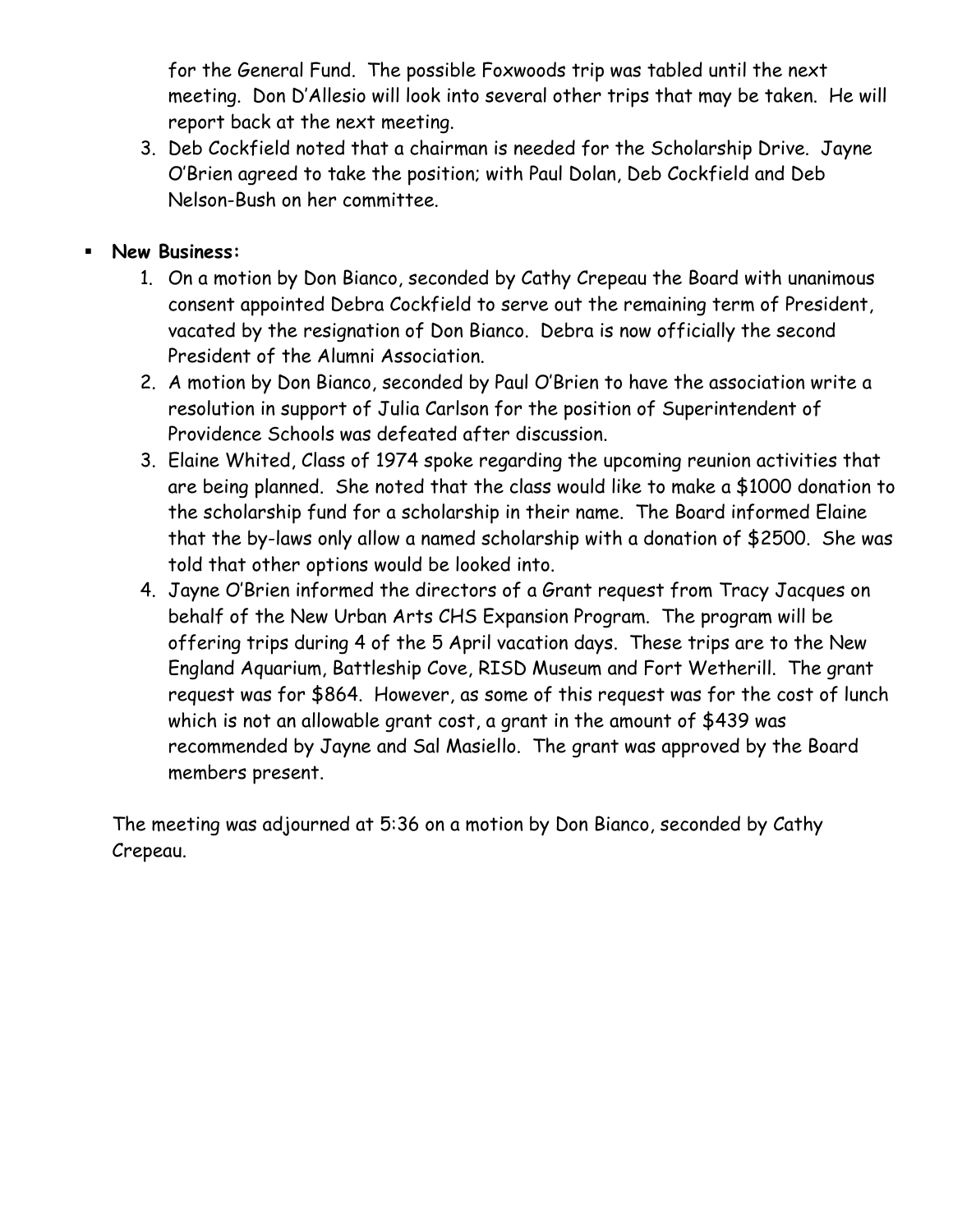for the General Fund. The possible Foxwoods trip was tabled until the next meeting. Don D'Allesio will look into several other trips that may be taken. He will report back at the next meeting.

3. Deb Cockfield noted that a chairman is needed for the Scholarship Drive. Jayne O'Brien agreed to take the position; with Paul Dolan, Deb Cockfield and Deb Nelson-Bush on her committee.

- **New Business:**
  1. On a motion by Don Bianco, seconded by Cathy Crepeau the Board with unanimous consent appointed Debra Cockfield to serve out the remaining term of President, vacated by the resignation of Don Bianco. Debra is now officially the second President of the Alumni Association.
  2. A motion by Don Bianco, seconded by Paul O'Brien to have the association write a resolution in support of Julia Carlson for the position of Superintendent of Providence Schools was defeated after discussion.
  3. Elaine Whited, Class of 1974 spoke regarding the upcoming reunion activities that are being planned. She noted that the class would like to make a $1000 donation to the scholarship fund for a scholarship in their name. The Board informed Elaine that the by-laws only allow a named scholarship with a donation of $2500. She was told that other options would be looked into.
  4. Jayne O'Brien informed the directors of a Grant request from Tracy Jacques on behalf of the New Urban Arts CHS Expansion Program. The program will be offering trips during 4 of the 5 April vacation days. These trips are to the New England Aquarium, Battleship Cove, RISD Museum and Fort Wetherill. The grant request was for $864. However, as some of this request was for the cost of lunch which is not an allowable grant cost, a grant in the amount of $439 was recommended by Jayne and Sal Masiello. The grant was approved by the Board members present.

The meeting was adjourned at 5:36 on a motion by Don Bianco, seconded by Cathy Crepeau.